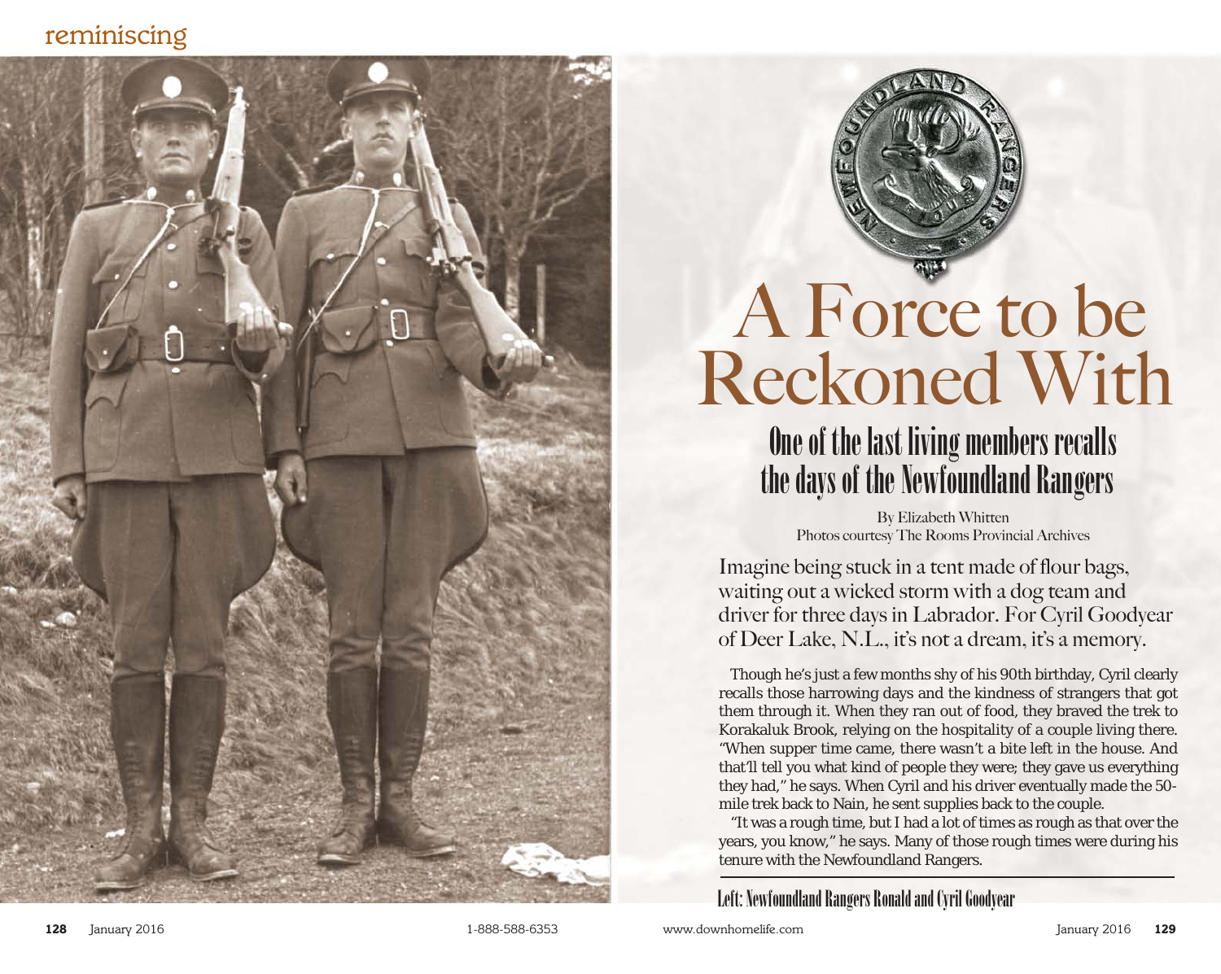# A Force to be Reckoned With

## One of the last living members recalls the days of the Newfoundland Rangers

By Elizabeth Whitten
Photos courtesy The Rooms Provincial Archives

Imagine being stuck in a tent made of flour bags, waiting out a wicked storm with a dog team and driver for three days in Labrador. For Cyril Goodyear of Deer Lake, N.L., it's not a dream, it's a memory.

Though he's just a few months shy of his 90th birthday, Cyril clearly recalls those harrowing days and the kindness of strangers that got them through it. When they ran out of food, they braved the trek to Korakaluk Brook, relying on the hospitality of a couple living there. "When supper time came, there wasn't a bite left in the house. And that'll tell you what kind of people they were; they gave us everything they had," he says. When Cyril and his driver eventually made the 50-mile trek back to Nain, he sent supplies back to the couple.

"It was a rough time, but I had a lot of times as rough as that over the years, you know," he says. Many of those rough times were during his tenure with the Newfoundland Rangers.

Left: Newfoundland Rangers Ronald and Cyril Goodyear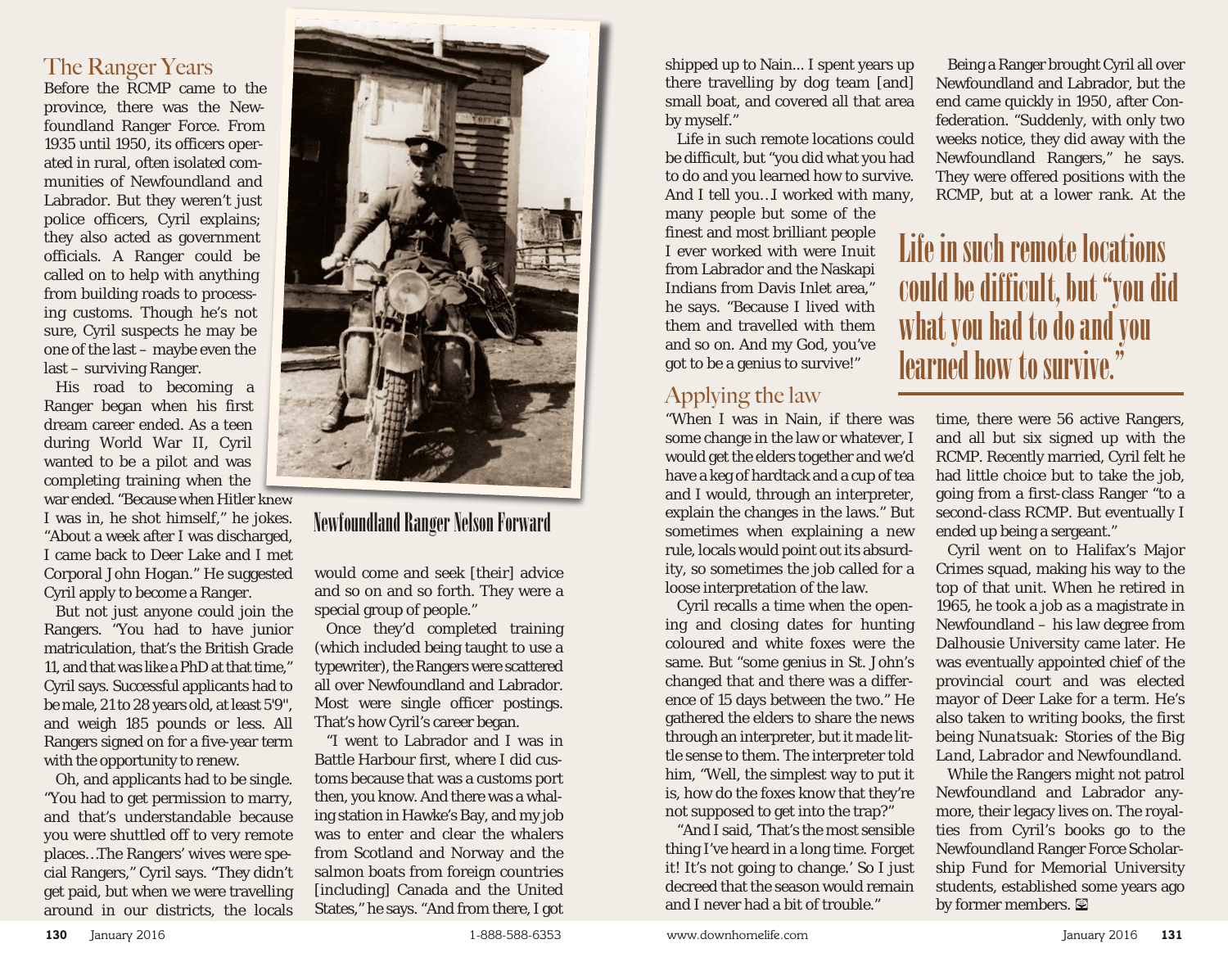## The Ranger Years

Before the RCMP came to the province, there was the Newfoundland Ranger Force. From 1935 until 1950, its officers operated in rural, often isolated communities of Newfoundland and Labrador. But they weren't just police officers, Cyril explains; they also acted as government officials. A Ranger could be called on to help with anything from building roads to processing customs. Though he's not sure, Cyril suspects he may be one of the last – maybe even the last – surviving Ranger.

His road to becoming a Ranger began when his first dream career ended. As a teen during World War II, Cyril wanted to be a pilot and was completing training when the war ended. "Because when Hitler knew I was in, he shot himself," he jokes. "About a week after I was discharged, I came back to Deer Lake and I met Corporal John Hogan." He suggested Cyril apply to become a Ranger.

But not just anyone could join the Rangers. "You had to have junior matriculation, that's the British Grade 11, and that was like a PhD at that time," Cyril says. Successful applicants had to be male, 21 to 28 years old, at least 5'9", and weigh 185 pounds or less. All Rangers signed on for a five-year term with the opportunity to renew.

Oh, and applicants had to be single. "You had to get permission to marry, and that's understandable because you were shuttled off to very remote places…The Rangers' wives were special Rangers," Cyril says. "They didn't get paid, but when we were travelling around in our districts, the locals would come and seek [their] advice and so on and so forth. They were a special group of people."

Newfoundland Ranger Nelson Forward

Once they'd completed training (which included being taught to use a typewriter), the Rangers were scattered all over Newfoundland and Labrador. Most were single officer postings. That's how Cyril's career began.

"I went to Labrador and I was in Battle Harbour first, where I did customs because that was a customs port then, you know. And there was a whaling station in Hawke's Bay, and my job was to enter and clear the whalers from Scotland and Norway and the salmon boats from foreign countries [including] Canada and the United States," he says. "And from there, I got shipped up to Nain… I spent years up there travelling by dog team [and] small boat, and covered all that area by myself."

Life in such remote locations could be difficult, but "you did what you had to do and you learned how to survive. And I tell you…I worked with many, many people but some of the finest and most brilliant people I ever worked with were Inuit from Labrador and the Naskapi Indians from Davis Inlet area," he says. "Because I lived with them and travelled with them and so on. And my God, you've got to be a genius to survive!"

> Life in such remote locations could be difficult, but "you did what you had to do and you learned how to survive."

## Applying the law

"When I was in Nain, if there was some change in the law or whatever, I would get the elders together and we'd have a keg of hardtack and a cup of tea and I would, through an interpreter, explain the changes in the laws." But sometimes when explaining a new rule, locals would point out its absurdity, so sometimes the job called for a loose interpretation of the law.

Cyril recalls a time when the opening and closing dates for hunting coloured and white foxes were the same. But "some genius in St. John's changed that and there was a difference of 15 days between the two." He gathered the elders to share the news through an interpreter, but it made little sense to them. The interpreter told him, "Well, the simplest way to put it is, how do the foxes know that they're not supposed to get into the trap?"

"And I said, 'That's the most sensible thing I've heard in a long time. Forget it! It's not going to change.' So I just decreed that the season would remain and I never had a bit of trouble."

Being a Ranger brought Cyril all over Newfoundland and Labrador, but the end came quickly in 1950, after Confederation. "Suddenly, with only two weeks notice, they did away with the Newfoundland Rangers," he says. They were offered positions with the RCMP, but at a lower rank. At the time, there were 56 active Rangers, and all but six signed up with the RCMP. Recently married, Cyril felt he had little choice but to take the job, going from a first-class Ranger "to a second-class RCMP. But eventually I ended up being a sergeant."

Cyril went on to Halifax's Major Crimes squad, making his way to the top of that unit. When he retired in 1965, he took a job as a magistrate in Newfoundland – his law degree from Dalhousie University came later. He was eventually appointed chief of the provincial court and was elected mayor of Deer Lake for a term. He's also taken to writing books, the first being *Nunatsuak: Stories of the Big Land, Labrador and Newfoundland.*

While the Rangers might not patrol Newfoundland and Labrador anymore, their legacy lives on. The royalties from Cyril's books go to the Newfoundland Ranger Force Scholarship Fund for Memorial University students, established some years ago by former members.